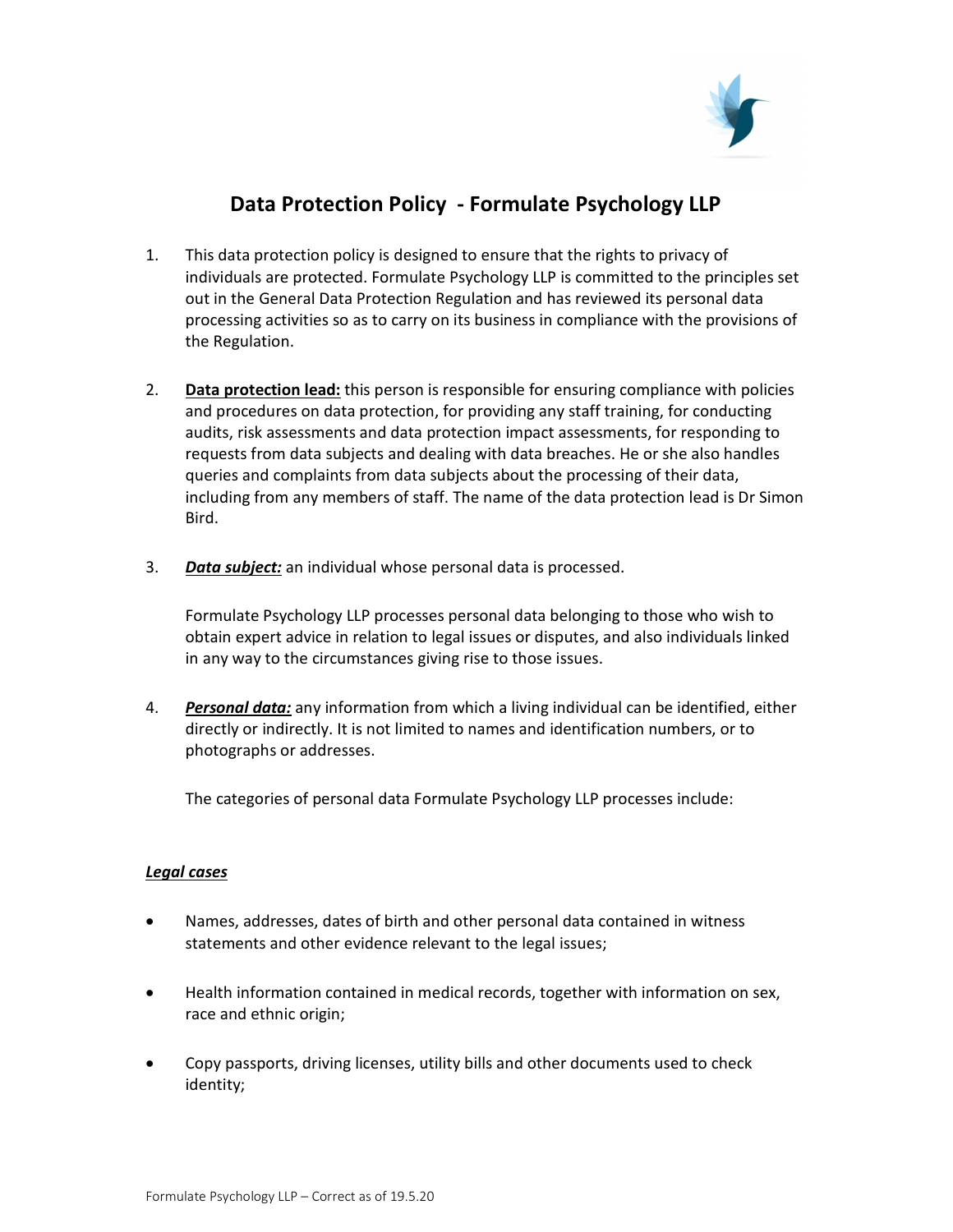# Data Protection Policy - Formulate Psychology LLP

1. This data protection policy is designed to ensure that the rights to privacy of individuals are protected. Formulate Psychology LLP is committed to the principles set out in the General Data Protection Regulation and has reviewed its personal data processing activities so as to carry on its business in compliance with the provisions of the Regulation.

2. **Data protection lead:** this person is responsible for ensuring compliance with policies and procedures on data protection, for providing any staff training, for conducting audits, risk assessments and data protection impact assessments, for responding to requests from data subjects and dealing with data breaches. He or she also handles queries and complaints from data subjects about the processing of their data, including from any members of staff. The name of the data protection lead is Dr Simon Bird.

3. ***Data subject:*** an individual whose personal data is processed.

   Formulate Psychology LLP processes personal data belonging to those who wish to obtain expert advice in relation to legal issues or disputes, and also individuals linked in any way to the circumstances giving rise to those issues.

4. ***Personal data:*** any information from which a living individual can be identified, either directly or indirectly. It is not limited to names and identification numbers, or to photographs or addresses.

   The categories of personal data Formulate Psychology LLP processes include:

***Legal cases***

- Names, addresses, dates of birth and other personal data contained in witness statements and other evidence relevant to the legal issues;
- Health information contained in medical records, together with information on sex, race and ethnic origin;
- Copy passports, driving licenses, utility bills and other documents used to check identity;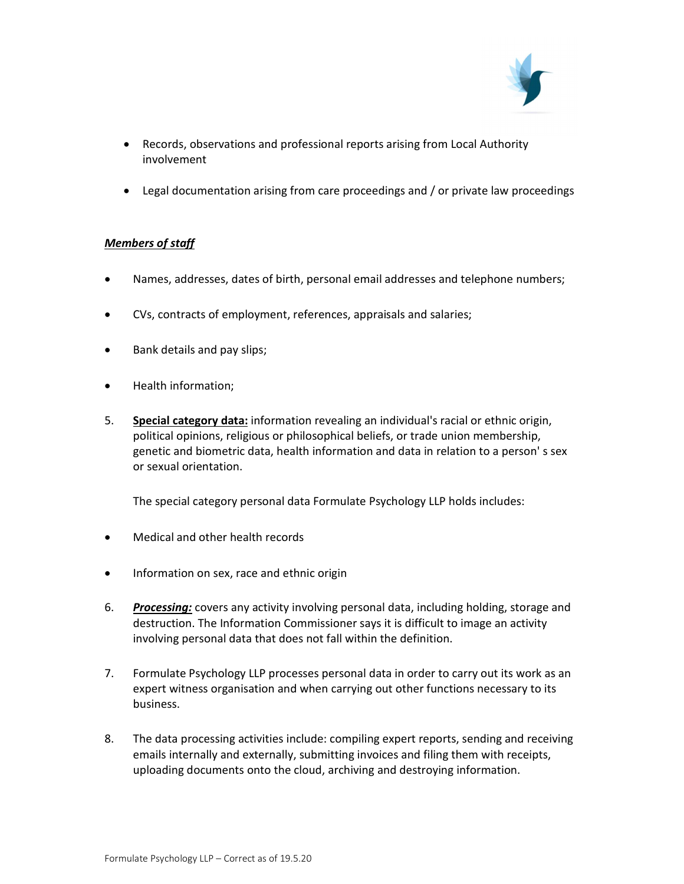- Records, observations and professional reports arising from Local Authority involvement

- Legal documentation arising from care proceedings and / or private law proceedings

***Members of staff***

- Names, addresses, dates of birth, personal email addresses and telephone numbers;

- CVs, contracts of employment, references, appraisals and salaries;

- Bank details and pay slips;

- Health information;

5. **Special category data:** information revealing an individual's racial or ethnic origin, political opinions, religious or philosophical beliefs, or trade union membership, genetic and biometric data, health information and data in relation to a person' s sex or sexual orientation.

   The special category personal data Formulate Psychology LLP holds includes:

- Medical and other health records

- Information on sex, race and ethnic origin

6. ***Processing:*** covers any activity involving personal data, including holding, storage and destruction. The Information Commissioner says it is difficult to image an activity involving personal data that does not fall within the definition.

7. Formulate Psychology LLP processes personal data in order to carry out its work as an expert witness organisation and when carrying out other functions necessary to its business.

8. The data processing activities include: compiling expert reports, sending and receiving emails internally and externally, submitting invoices and filing them with receipts, uploading documents onto the cloud, archiving and destroying information.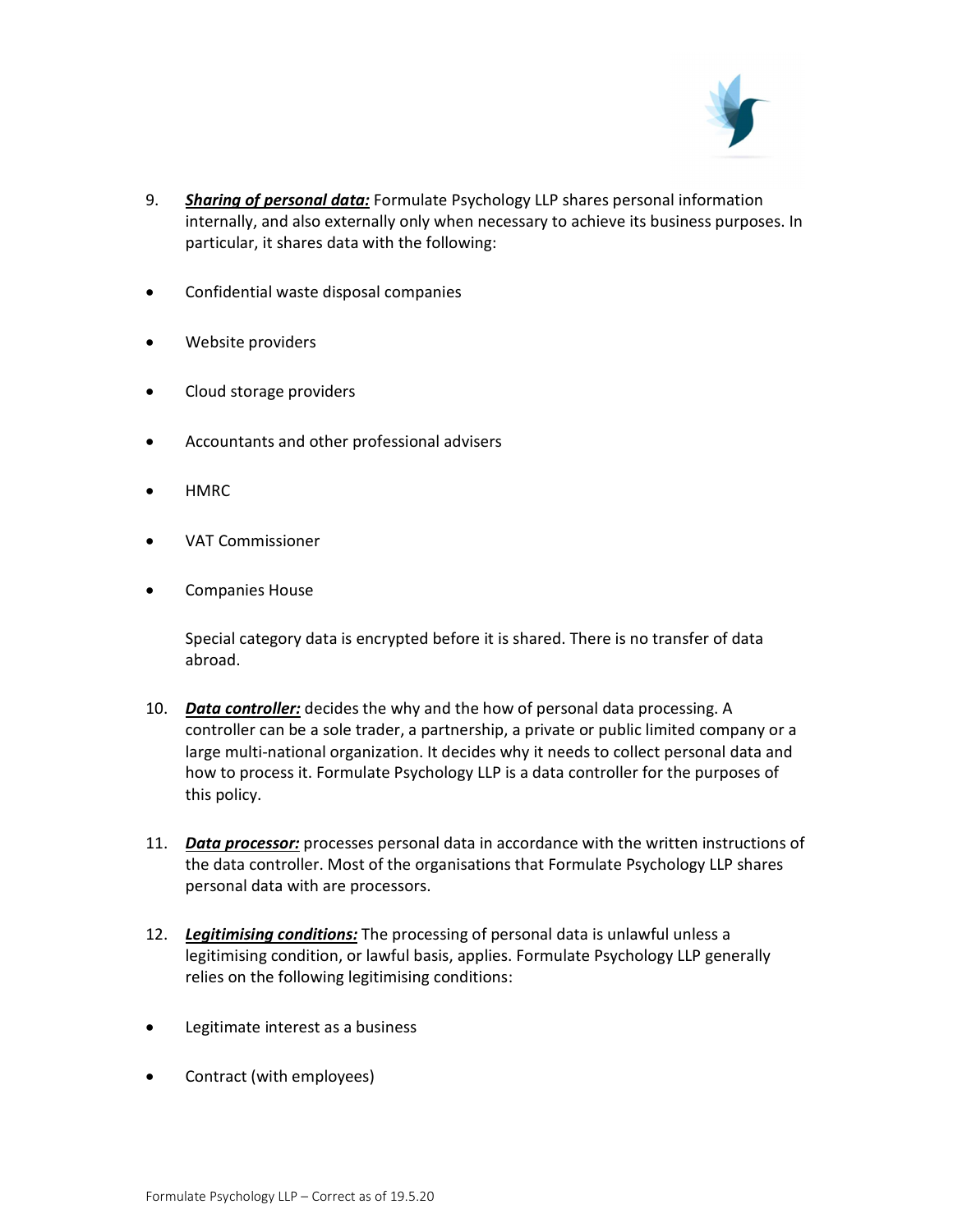9. ***Sharing of personal data:*** Formulate Psychology LLP shares personal information internally, and also externally only when necessary to achieve its business purposes. In particular, it shares data with the following:

- Confidential waste disposal companies
- Website providers
- Cloud storage providers
- Accountants and other professional advisers
- HMRC
- VAT Commissioner
- Companies House

   Special category data is encrypted before it is shared. There is no transfer of data abroad.

10. ***Data controller:*** decides the why and the how of personal data processing. A controller can be a sole trader, a partnership, a private or public limited company or a large multi-national organization. It decides why it needs to collect personal data and how to process it. Formulate Psychology LLP is a data controller for the purposes of this policy.

11. ***Data processor:*** processes personal data in accordance with the written instructions of the data controller. Most of the organisations that Formulate Psychology LLP shares personal data with are processors.

12. ***Legitimising conditions:*** The processing of personal data is unlawful unless a legitimising condition, or lawful basis, applies. Formulate Psychology LLP generally relies on the following legitimising conditions:

- Legitimate interest as a business
- Contract (with employees)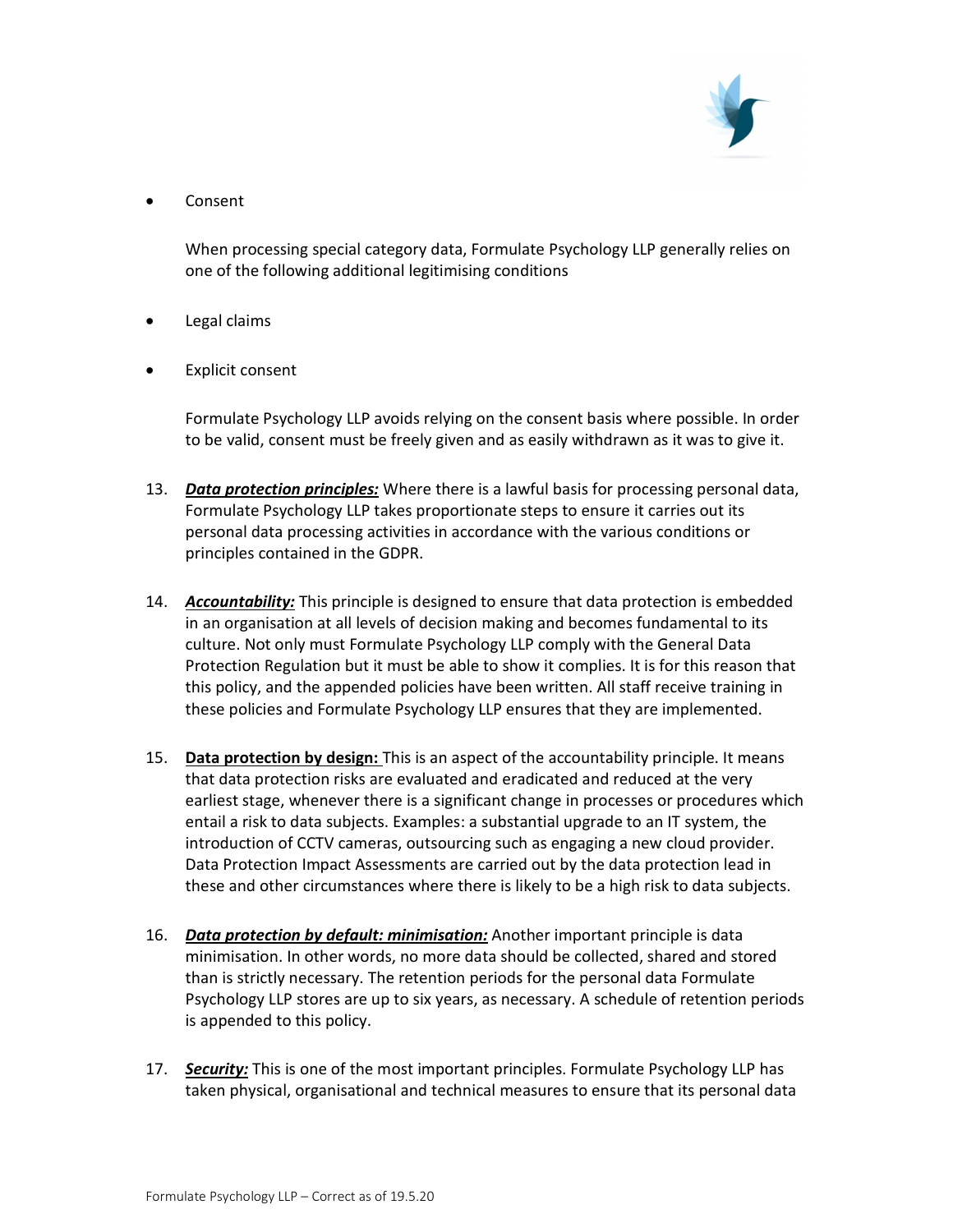- Consent

  When processing special category data, Formulate Psychology LLP generally relies on one of the following additional legitimising conditions

- Legal claims

- Explicit consent

  Formulate Psychology LLP avoids relying on the consent basis where possible. In order to be valid, consent must be freely given and as easily withdrawn as it was to give it.

13. ***Data protection principles:*** Where there is a lawful basis for processing personal data, Formulate Psychology LLP takes proportionate steps to ensure it carries out its personal data processing activities in accordance with the various conditions or principles contained in the GDPR.

14. ***Accountability:*** This principle is designed to ensure that data protection is embedded in an organisation at all levels of decision making and becomes fundamental to its culture. Not only must Formulate Psychology LLP comply with the General Data Protection Regulation but it must be able to show it complies. It is for this reason that this policy, and the appended policies have been written. All staff receive training in these policies and Formulate Psychology LLP ensures that they are implemented.

15. **Data protection by design:** This is an aspect of the accountability principle. It means that data protection risks are evaluated and eradicated and reduced at the very earliest stage, whenever there is a significant change in processes or procedures which entail a risk to data subjects. Examples: a substantial upgrade to an IT system, the introduction of CCTV cameras, outsourcing such as engaging a new cloud provider. Data Protection Impact Assessments are carried out by the data protection lead in these and other circumstances where there is likely to be a high risk to data subjects.

16. ***Data protection by default: minimisation:*** Another important principle is data minimisation. In other words, no more data should be collected, shared and stored than is strictly necessary. The retention periods for the personal data Formulate Psychology LLP stores are up to six years, as necessary. A schedule of retention periods is appended to this policy.

17. ***Security:*** This is one of the most important principles. Formulate Psychology LLP has taken physical, organisational and technical measures to ensure that its personal data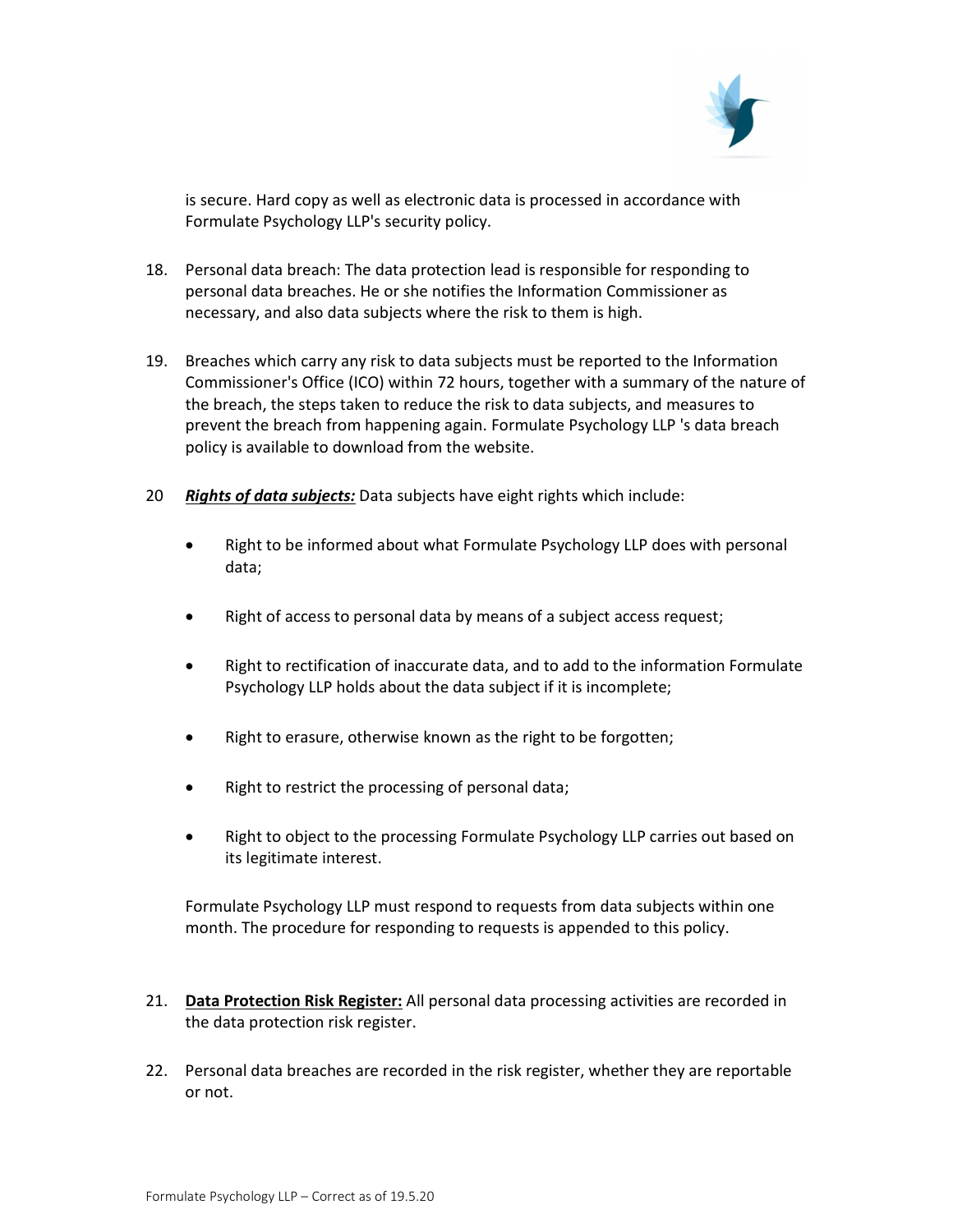is secure. Hard copy as well as electronic data is processed in accordance with Formulate Psychology LLP's security policy.

18. Personal data breach: The data protection lead is responsible for responding to personal data breaches. He or she notifies the Information Commissioner as necessary, and also data subjects where the risk to them is high.

19. Breaches which carry any risk to data subjects must be reported to the Information Commissioner's Office (ICO) within 72 hours, together with a summary of the nature of the breach, the steps taken to reduce the risk to data subjects, and measures to prevent the breach from happening again. Formulate Psychology LLP 's data breach policy is available to download from the website.

20 ***Rights of data subjects:*** Data subjects have eight rights which include:

- Right to be informed about what Formulate Psychology LLP does with personal data;
- Right of access to personal data by means of a subject access request;
- Right to rectification of inaccurate data, and to add to the information Formulate Psychology LLP holds about the data subject if it is incomplete;
- Right to erasure, otherwise known as the right to be forgotten;
- Right to restrict the processing of personal data;
- Right to object to the processing Formulate Psychology LLP carries out based on its legitimate interest.

Formulate Psychology LLP must respond to requests from data subjects within one month. The procedure for responding to requests is appended to this policy.

21. **Data Protection Risk Register:** All personal data processing activities are recorded in the data protection risk register.

22. Personal data breaches are recorded in the risk register, whether they are reportable or not.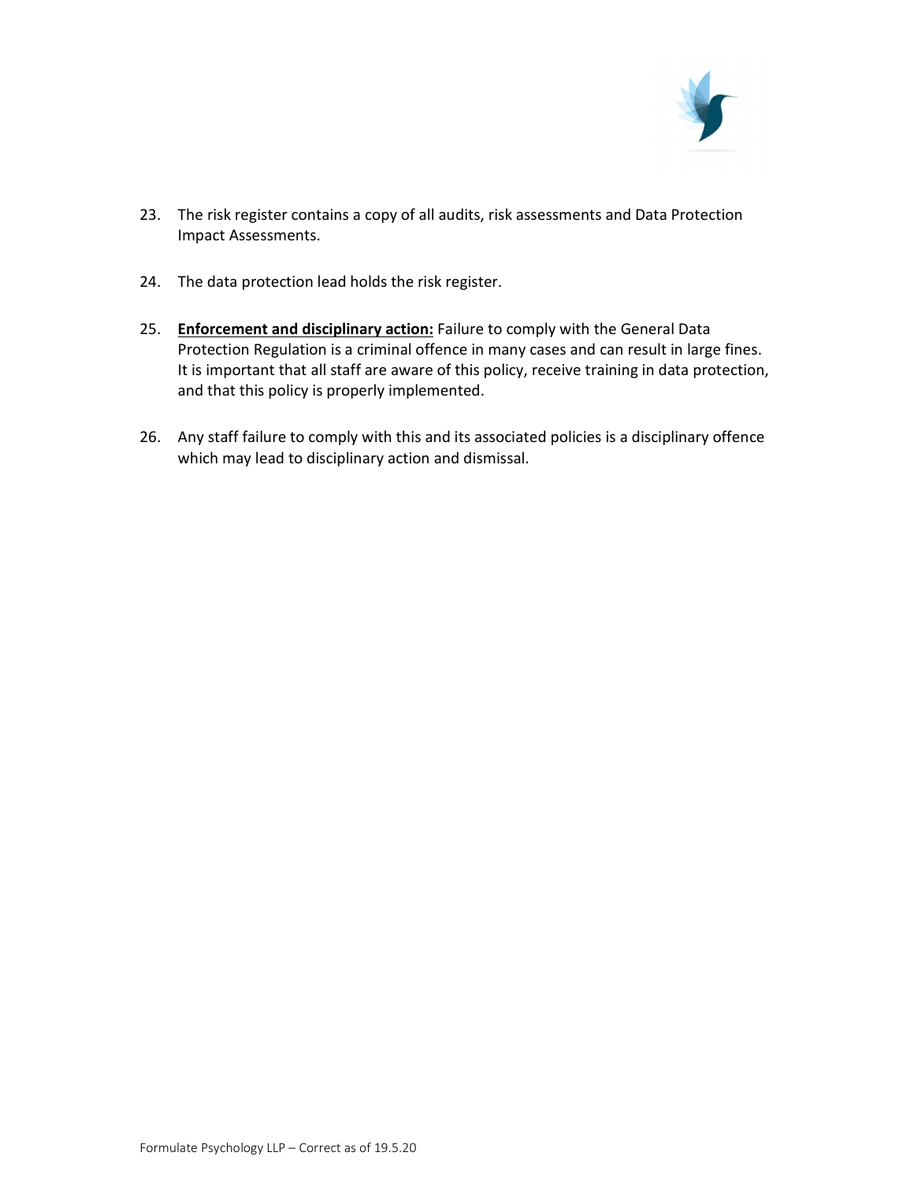23. The risk register contains a copy of all audits, risk assessments and Data Protection Impact Assessments.

24. The data protection lead holds the risk register.

25. **Enforcement and disciplinary action:** Failure to comply with the General Data Protection Regulation is a criminal offence in many cases and can result in large fines. It is important that all staff are aware of this policy, receive training in data protection, and that this policy is properly implemented.

26. Any staff failure to comply with this and its associated policies is a disciplinary offence which may lead to disciplinary action and dismissal.